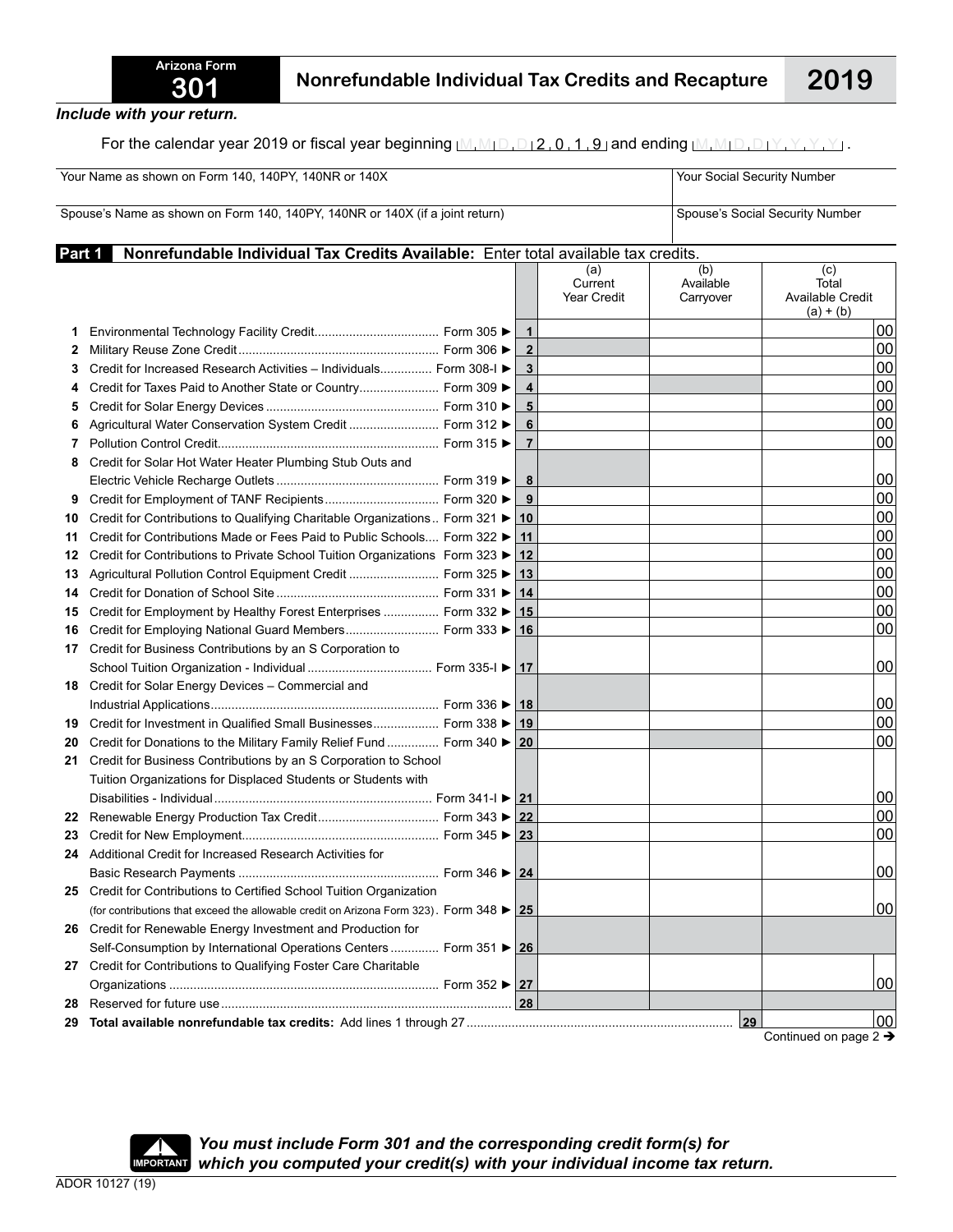# Arizona Form 301 — Nonrefundable Individual Tax Credits and Recapture — 2019

*Include with your return.*

For the calendar year 2019 or fiscal year beginning M M D D 2 0 1 9 and ending M M D D Y Y Y Y .

| Your Name as shown on Form 140, 140PY, 140NR or 140X | Your Social Security Number |
|---|---|
| Spouse's Name as shown on Form 140, 140PY, 140NR or 140X (if a joint return) | Spouse's Social Security Number |

## Part 1 Nonrefundable Individual Tax Credits Available: Enter total available tax credits.

| | | | (a) Current Year Credit | (b) Available Carryover | (c) Total Available Credit (a) + (b) |
|---|---|---|---|---|---|
| 1 | Environmental Technology Facility Credit ... Form 305 ► | 1 | | | 00 |
| 2 | Military Reuse Zone Credit ... Form 306 ► | 2 | | | 00 |
| 3 | Credit for Increased Research Activities – Individuals ... Form 308-I ► | 3 | | | 00 |
| 4 | Credit for Taxes Paid to Another State or Country ... Form 309 ► | 4 | | | 00 |
| 5 | Credit for Solar Energy Devices ... Form 310 ► | 5 | | | 00 |
| 6 | Agricultural Water Conservation System Credit ... Form 312 ► | 6 | | | 00 |
| 7 | Pollution Control Credit ... Form 315 ► | 7 | | | 00 |
| 8 | Credit for Solar Hot Water Heater Plumbing Stub Outs and Electric Vehicle Recharge Outlets ... Form 319 ► | 8 | | | 00 |
| 9 | Credit for Employment of TANF Recipients ... Form 320 ► | 9 | | | 00 |
| 10 | Credit for Contributions to Qualifying Charitable Organizations .. Form 321 ► | 10 | | | 00 |
| 11 | Credit for Contributions Made or Fees Paid to Public Schools .... Form 322 ► | 11 | | | 00 |
| 12 | Credit for Contributions to Private School Tuition Organizations Form 323 ► | 12 | | | 00 |
| 13 | Agricultural Pollution Control Equipment Credit ... Form 325 ► | 13 | | | 00 |
| 14 | Credit for Donation of School Site ... Form 331 ► | 14 | | | 00 |
| 15 | Credit for Employment by Healthy Forest Enterprises ... Form 332 ► | 15 | | | 00 |
| 16 | Credit for Employing National Guard Members ... Form 333 ► | 16 | | | 00 |
| 17 | Credit for Business Contributions by an S Corporation to School Tuition Organization - Individual ... Form 335-I ► | 17 | | | 00 |
| 18 | Credit for Solar Energy Devices – Commercial and Industrial Applications ... Form 336 ► | 18 | | | 00 |
| 19 | Credit for Investment in Qualified Small Businesses ... Form 338 ► | 19 | | | 00 |
| 20 | Credit for Donations to the Military Family Relief Fund ... Form 340 ► | 20 | | | 00 |
| 21 | Credit for Business Contributions by an S Corporation to School Tuition Organizations for Displaced Students or Students with Disabilities - Individual ... Form 341-I ► | 21 | | | 00 |
| 22 | Renewable Energy Production Tax Credit ... Form 343 ► | 22 | | | 00 |
| 23 | Credit for New Employment ... Form 345 ► | 23 | | | 00 |
| 24 | Additional Credit for Increased Research Activities for Basic Research Payments ... Form 346 ► | 24 | | | 00 |
| 25 | Credit for Contributions to Certified School Tuition Organization (for contributions that exceed the allowable credit on Arizona Form 323) . Form 348 ► | 25 | | | 00 |
| 26 | Credit for Renewable Energy Investment and Production for Self-Consumption by International Operations Centers ... Form 351 ► | 26 | | | |
| 27 | Credit for Contributions to Qualifying Foster Care Charitable Organizations ... Form 352 ► | 27 | | | 00 |
| 28 | Reserved for future use ... | 28 | | | |
| 29 | **Total available nonrefundable tax credits:** Add lines 1 through 27 ... | | | 29 | 00 |

Continued on page 2 →

**IMPORTANT** ***You must include Form 301 and the corresponding credit form(s) for which you computed your credit(s) with your individual income tax return.***

ADOR 10127 (19)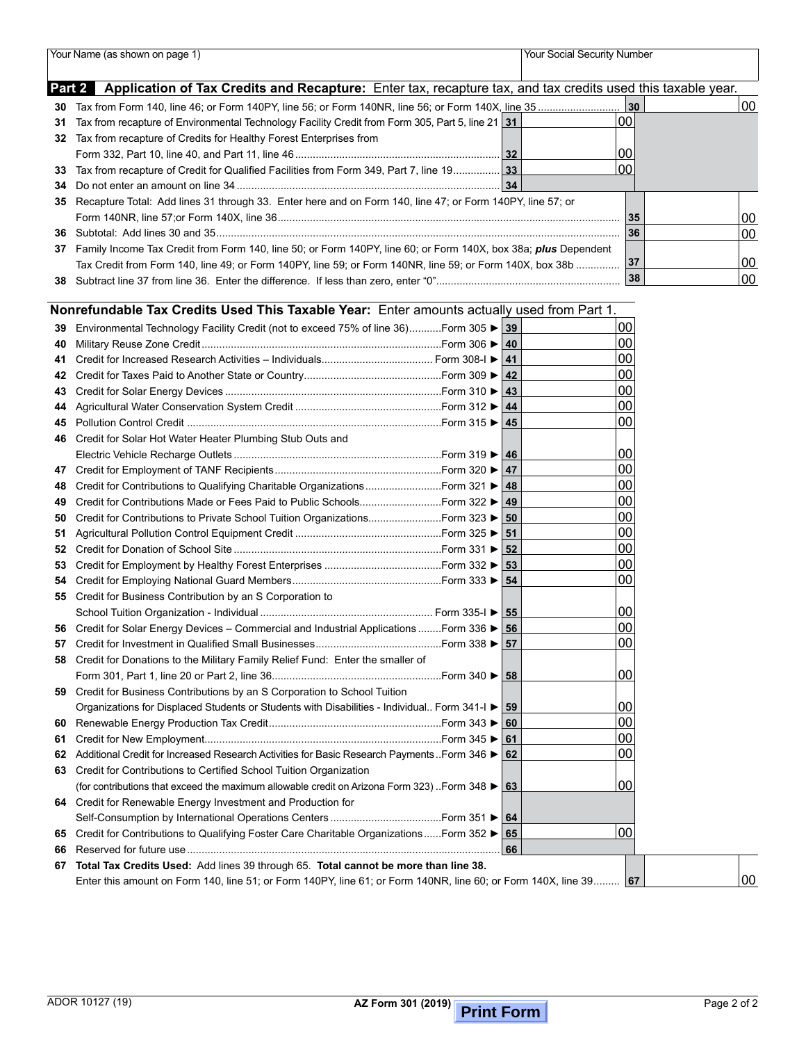| Your Name (as shown on page 1) | Your Social Security Number |
|---|---|
| | |

## Part 2 Application of Tax Credits and Recapture: Enter tax, recapture tax, and tax credits used this taxable year.

| | | | | | |
|---|---|---|---|---|---|
| 30 | Tax from Form 140, line 46; or Form 140PY, line 56; or Form 140NR, line 56; or Form 140X, line 35 | | | 30 | 00 |
| 31 | Tax from recapture of Environmental Technology Facility Credit from Form 305, Part 5, line 21 | 31 | 00 | | |
| 32 | Tax from recapture of Credits for Healthy Forest Enterprises from Form 332, Part 10, line 40, and Part 11, line 46 | 32 | 00 | | |
| 33 | Tax from recapture of Credit for Qualified Facilities from Form 349, Part 7, line 19 | 33 | 00 | | |
| 34 | Do not enter an amount on line 34 | 34 | | | |
| 35 | Recapture Total: Add lines 31 through 33. Enter here and on Form 140, line 47; or Form 140PY, line 57; or Form 140NR, line 57;or Form 140X, line 36 | | | 35 | 00 |
| 36 | Subtotal: Add lines 30 and 35 | | | 36 | 00 |
| 37 | Family Income Tax Credit from Form 140, line 50; or Form 140PY, line 60; or Form 140X, box 38a; ***plus*** Dependent Tax Credit from Form 140, line 49; or Form 140PY, line 59; or Form 140NR, line 59; or Form 140X, box 38b | | | 37 | 00 |
| 38 | Subtract line 37 from line 36. Enter the difference. If less than zero, enter "0" | | | 38 | 00 |

### Nonrefundable Tax Credits Used This Taxable Year: Enter amounts actually used from Part 1.

| | | | | | | |
|---|---|---|---|---|---|---|
| 39 | Environmental Technology Facility Credit (not to exceed 75% of line 36) | Form 305 ► | 39 | 00 | | |
| 40 | Military Reuse Zone Credit | Form 306 ► | 40 | 00 | | |
| 41 | Credit for Increased Research Activities – Individuals | Form 308-I ► | 41 | 00 | | |
| 42 | Credit for Taxes Paid to Another State or Country | Form 309 ► | 42 | 00 | | |
| 43 | Credit for Solar Energy Devices | Form 310 ► | 43 | 00 | | |
| 44 | Agricultural Water Conservation System Credit | Form 312 ► | 44 | 00 | | |
| 45 | Pollution Control Credit | Form 315 ► | 45 | 00 | | |
| 46 | Credit for Solar Hot Water Heater Plumbing Stub Outs and Electric Vehicle Recharge Outlets | Form 319 ► | 46 | 00 | | |
| 47 | Credit for Employment of TANF Recipients | Form 320 ► | 47 | 00 | | |
| 48 | Credit for Contributions to Qualifying Charitable Organizations | Form 321 ► | 48 | 00 | | |
| 49 | Credit for Contributions Made or Fees Paid to Public Schools | Form 322 ► | 49 | 00 | | |
| 50 | Credit for Contributions to Private School Tuition Organizations | Form 323 ► | 50 | 00 | | |
| 51 | Agricultural Pollution Control Equipment Credit | Form 325 ► | 51 | 00 | | |
| 52 | Credit for Donation of School Site | Form 331 ► | 52 | 00 | | |
| 53 | Credit for Employment by Healthy Forest Enterprises | Form 332 ► | 53 | 00 | | |
| 54 | Credit for Employing National Guard Members | Form 333 ► | 54 | 00 | | |
| 55 | Credit for Business Contribution by an S Corporation to School Tuition Organization - Individual | Form 335-I ► | 55 | 00 | | |
| 56 | Credit for Solar Energy Devices – Commercial and Industrial Applications | Form 336 ► | 56 | 00 | | |
| 57 | Credit for Investment in Qualified Small Businesses | Form 338 ► | 57 | 00 | | |
| 58 | Credit for Donations to the Military Family Relief Fund: Enter the smaller of Form 301, Part 1, line 20 or Part 2, line 36 | Form 340 ► | 58 | 00 | | |
| 59 | Credit for Business Contributions by an S Corporation to School Tuition Organizations for Displaced Students or Students with Disabilities - Individual | Form 341-I ► | 59 | 00 | | |
| 60 | Renewable Energy Production Tax Credit | Form 343 ► | 60 | 00 | | |
| 61 | Credit for New Employment | Form 345 ► | 61 | 00 | | |
| 62 | Additional Credit for Increased Research Activities for Basic Research Payments | Form 346 ► | 62 | 00 | | |
| 63 | Credit for Contributions to Certified School Tuition Organization (for contributions that exceed the maximum allowable credit on Arizona Form 323) | Form 348 ► | 63 | 00 | | |
| 64 | Credit for Renewable Energy Investment and Production for Self-Consumption by International Operations Centers | Form 351 ► | 64 | | | |
| 65 | Credit for Contributions to Qualifying Foster Care Charitable Organizations | Form 352 ► | 65 | 00 | | |
| 66 | Reserved for future use | | 66 | | | |
| 67 | **Total Tax Credits Used:** Add lines 39 through 65. **Total cannot be more than line 38.** Enter this amount on Form 140, line 51; or Form 140PY, line 61; or Form 140NR, line 60; or Form 140X, line 39 | | | | 67 | 00 |

ADOR 10127 (19) **AZ Form 301 (2019)**